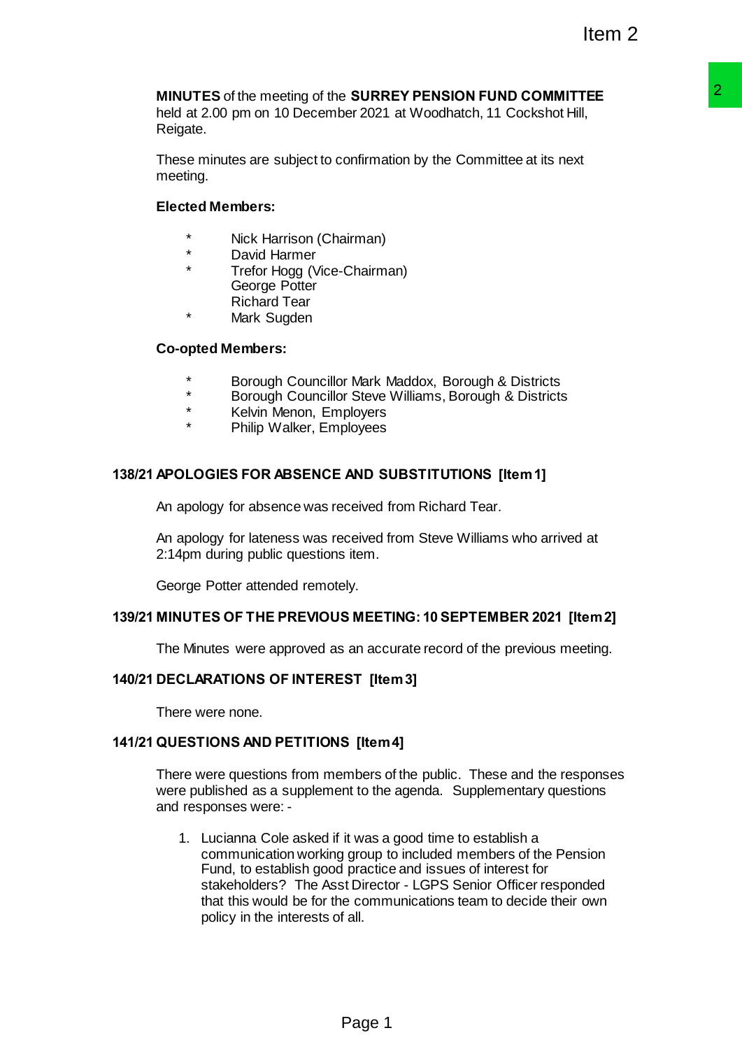**MINUTES** of the meeting of the **SURREY PENSION FUND COMMITTEE** held at 2.00 pm on 10 December 2021 at Woodhatch, 11 Cockshot Hill, Reigate.

These minutes are subject to confirmation by the Committee at its next meeting.

**Elected Members:**

- \* Nick Harrison (Chairman)
- \* David Harmer
- \* Trefor Hogg (Vice-Chairman)
- George Potter
- Richard Tear
- \* Mark Sugden

**Co-opted Members:**

- \* Borough Councillor Mark Maddox, Borough & Districts
- \* Borough Councillor Steve Williams, Borough & Districts
- \* Kelvin Menon, Employers
- \* Philip Walker, Employees

## 138/21 APOLOGIES FOR ABSENCE AND SUBSTITUTIONS [Item 1]

An apology for absence was received from Richard Tear.

An apology for lateness was received from Steve Williams who arrived at 2:14pm during public questions item.

George Potter attended remotely.

## 139/21 MINUTES OF THE PREVIOUS MEETING: 10 SEPTEMBER 2021 [Item 2]

The Minutes were approved as an accurate record of the previous meeting.

## 140/21 DECLARATIONS OF INTEREST [Item 3]

There were none.

## 141/21 QUESTIONS AND PETITIONS [Item 4]

There were questions from members of the public. These and the responses were published as a supplement to the agenda. Supplementary questions and responses were: -

1. Lucianna Cole asked if it was a good time to establish a communication working group to included members of the Pension Fund, to establish good practice and issues of interest for stakeholders? The Asst Director - LGPS Senior Officer responded that this would be for the communications team to decide their own policy in the interests of all.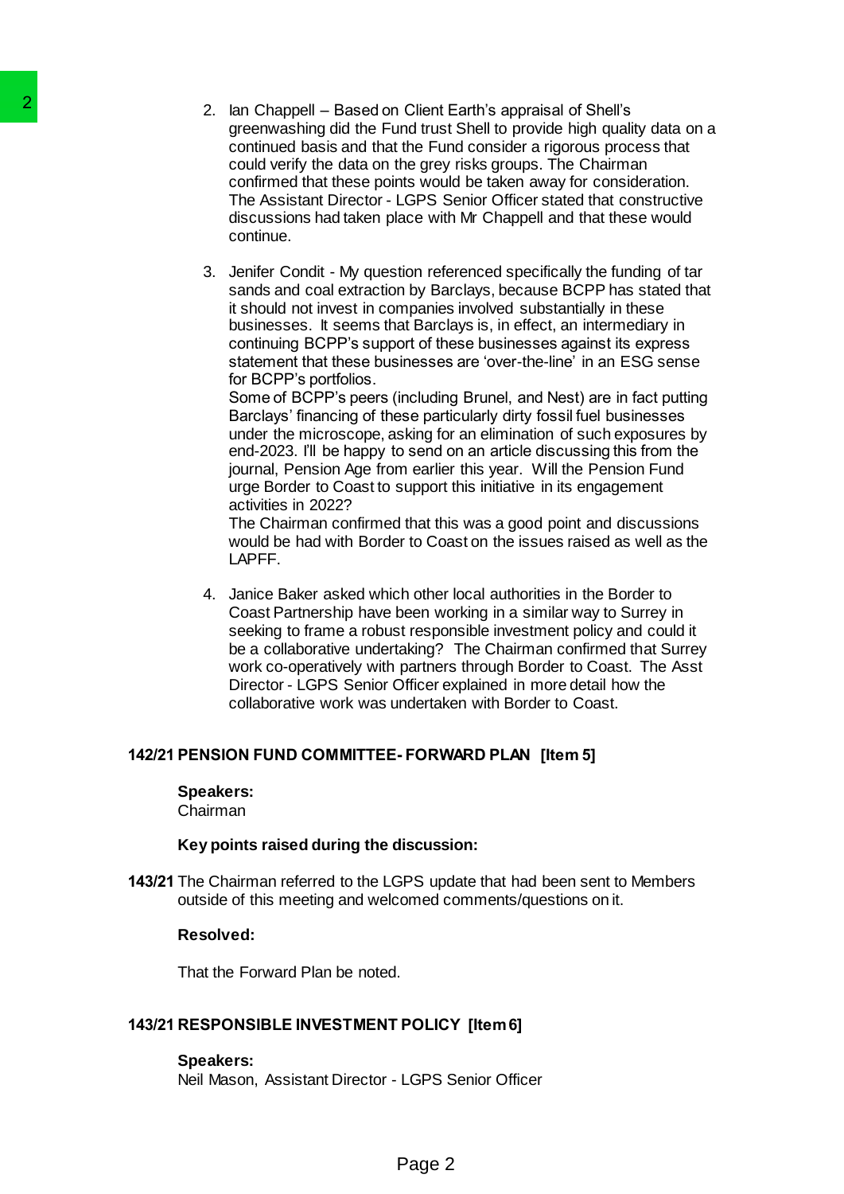2. Ian Chappell – Based on Client Earth's appraisal of Shell's greenwashing did the Fund trust Shell to provide high quality data on a continued basis and that the Fund consider a rigorous process that could verify the data on the grey risks groups. The Chairman confirmed that these points would be taken away for consideration. The Assistant Director - LGPS Senior Officer stated that constructive discussions had taken place with Mr Chappell and that these would continue.

3. Jenifer Condit - My question referenced specifically the funding of tar sands and coal extraction by Barclays, because BCPP has stated that it should not invest in companies involved substantially in these businesses. It seems that Barclays is, in effect, an intermediary in continuing BCPP's support of these businesses against its express statement that these businesses are 'over-the-line' in an ESG sense for BCPP's portfolios.
Some of BCPP's peers (including Brunel, and Nest) are in fact putting Barclays' financing of these particularly dirty fossil fuel businesses under the microscope, asking for an elimination of such exposures by end-2023. I'll be happy to send on an article discussing this from the journal, Pension Age from earlier this year. Will the Pension Fund urge Border to Coast to support this initiative in its engagement activities in 2022?
The Chairman confirmed that this was a good point and discussions would be had with Border to Coast on the issues raised as well as the LAPFF.

4. Janice Baker asked which other local authorities in the Border to Coast Partnership have been working in a similar way to Surrey in seeking to frame a robust responsible investment policy and could it be a collaborative undertaking? The Chairman confirmed that Surrey work co-operatively with partners through Border to Coast. The Asst Director - LGPS Senior Officer explained in more detail how the collaborative work was undertaken with Border to Coast.

**142/21 PENSION FUND COMMITTEE- FORWARD PLAN [Item 5]**

**Speakers:**
Chairman

**Key points raised during the discussion:**

**143/21** The Chairman referred to the LGPS update that had been sent to Members outside of this meeting and welcomed comments/questions on it.

**Resolved:**

That the Forward Plan be noted.

**143/21 RESPONSIBLE INVESTMENT POLICY [Item 6]**

**Speakers:**
Neil Mason, Assistant Director - LGPS Senior Officer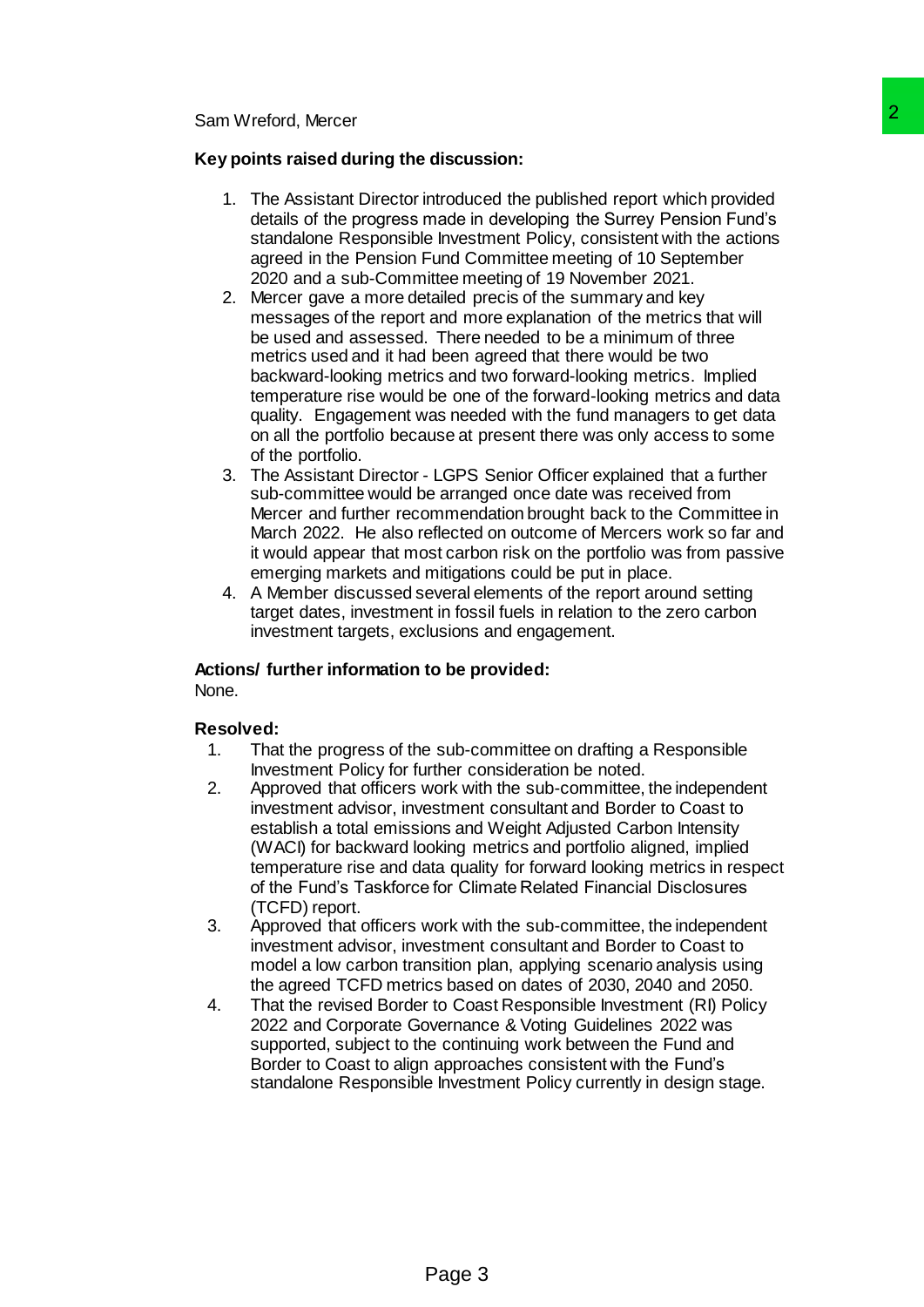Sam Wreford, Mercer

**Key points raised during the discussion:**

1. The Assistant Director introduced the published report which provided details of the progress made in developing the Surrey Pension Fund's standalone Responsible Investment Policy, consistent with the actions agreed in the Pension Fund Committee meeting of 10 September 2020 and a sub-Committee meeting of 19 November 2021.
2. Mercer gave a more detailed precis of the summary and key messages of the report and more explanation of the metrics that will be used and assessed. There needed to be a minimum of three metrics used and it had been agreed that there would be two backward-looking metrics and two forward-looking metrics. Implied temperature rise would be one of the forward-looking metrics and data quality. Engagement was needed with the fund managers to get data on all the portfolio because at present there was only access to some of the portfolio.
3. The Assistant Director - LGPS Senior Officer explained that a further sub-committee would be arranged once date was received from Mercer and further recommendation brought back to the Committee in March 2022. He also reflected on outcome of Mercers work so far and it would appear that most carbon risk on the portfolio was from passive emerging markets and mitigations could be put in place.
4. A Member discussed several elements of the report around setting target dates, investment in fossil fuels in relation to the zero carbon investment targets, exclusions and engagement.

**Actions/ further information to be provided:**

None.

**Resolved:**

1. That the progress of the sub-committee on drafting a Responsible Investment Policy for further consideration be noted.
2. Approved that officers work with the sub-committee, the independent investment advisor, investment consultant and Border to Coast to establish a total emissions and Weight Adjusted Carbon Intensity (WACI) for backward looking metrics and portfolio aligned, implied temperature rise and data quality for forward looking metrics in respect of the Fund's Taskforce for Climate Related Financial Disclosures (TCFD) report.
3. Approved that officers work with the sub-committee, the independent investment advisor, investment consultant and Border to Coast to model a low carbon transition plan, applying scenario analysis using the agreed TCFD metrics based on dates of 2030, 2040 and 2050.
4. That the revised Border to Coast Responsible Investment (RI) Policy 2022 and Corporate Governance & Voting Guidelines 2022 was supported, subject to the continuing work between the Fund and Border to Coast to align approaches consistent with the Fund's standalone Responsible Investment Policy currently in design stage.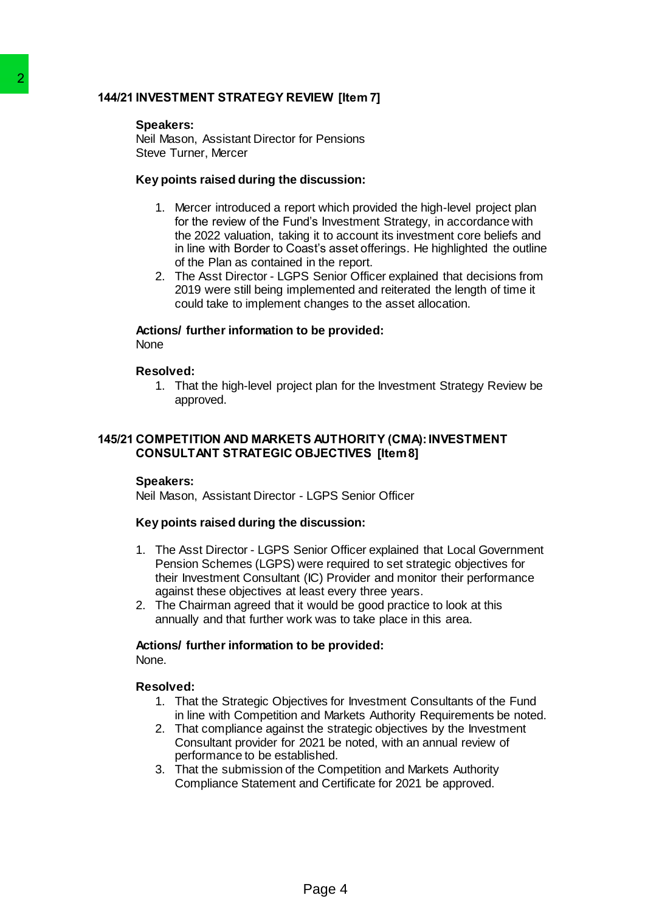## 144/21 INVESTMENT STRATEGY REVIEW [Item 7]

**Speakers:**
Neil Mason, Assistant Director for Pensions
Steve Turner, Mercer

**Key points raised during the discussion:**

1. Mercer introduced a report which provided the high-level project plan for the review of the Fund's Investment Strategy, in accordance with the 2022 valuation, taking it to account its investment core beliefs and in line with Border to Coast's asset offerings. He highlighted the outline of the Plan as contained in the report.
2. The Asst Director - LGPS Senior Officer explained that decisions from 2019 were still being implemented and reiterated the length of time it could take to implement changes to the asset allocation.

**Actions/ further information to be provided:**
None

**Resolved:**

1. That the high-level project plan for the Investment Strategy Review be approved.

## 145/21 COMPETITION AND MARKETS AUTHORITY (CMA): INVESTMENT CONSULTANT STRATEGIC OBJECTIVES [Item 8]

**Speakers:**
Neil Mason, Assistant Director - LGPS Senior Officer

**Key points raised during the discussion:**

1. The Asst Director - LGPS Senior Officer explained that Local Government Pension Schemes (LGPS) were required to set strategic objectives for their Investment Consultant (IC) Provider and monitor their performance against these objectives at least every three years.
2. The Chairman agreed that it would be good practice to look at this annually and that further work was to take place in this area.

**Actions/ further information to be provided:**
None.

**Resolved:**

1. That the Strategic Objectives for Investment Consultants of the Fund in line with Competition and Markets Authority Requirements be noted.
2. That compliance against the strategic objectives by the Investment Consultant provider for 2021 be noted, with an annual review of performance to be established.
3. That the submission of the Competition and Markets Authority Compliance Statement and Certificate for 2021 be approved.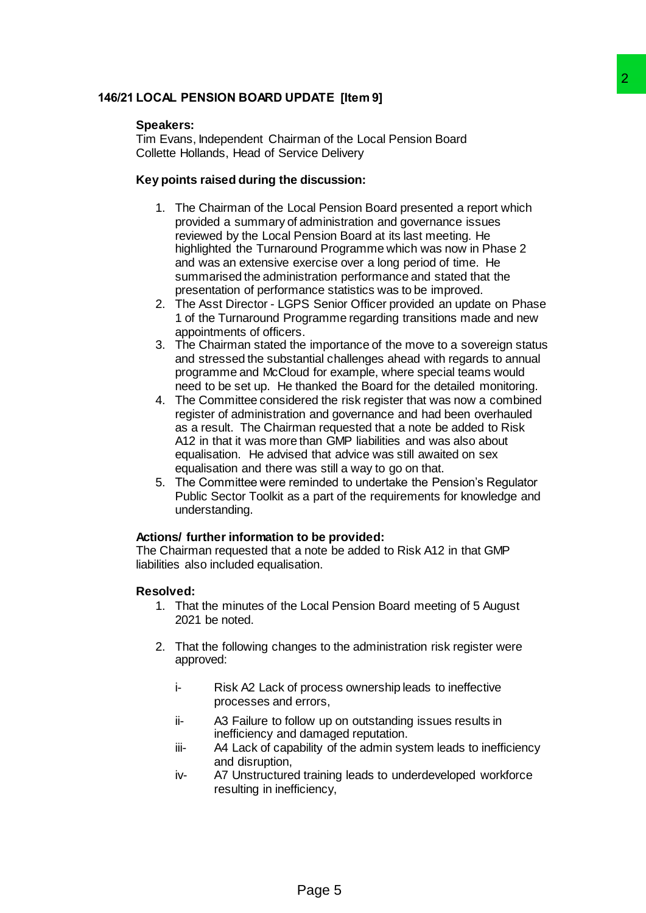## 146/21 LOCAL PENSION BOARD UPDATE [Item 9]

**Speakers:**
Tim Evans, Independent Chairman of the Local Pension Board
Collette Hollands, Head of Service Delivery

**Key points raised during the discussion:**

1. The Chairman of the Local Pension Board presented a report which provided a summary of administration and governance issues reviewed by the Local Pension Board at its last meeting. He highlighted the Turnaround Programme which was now in Phase 2 and was an extensive exercise over a long period of time. He summarised the administration performance and stated that the presentation of performance statistics was to be improved.
2. The Asst Director - LGPS Senior Officer provided an update on Phase 1 of the Turnaround Programme regarding transitions made and new appointments of officers.
3. The Chairman stated the importance of the move to a sovereign status and stressed the substantial challenges ahead with regards to annual programme and McCloud for example, where special teams would need to be set up. He thanked the Board for the detailed monitoring.
4. The Committee considered the risk register that was now a combined register of administration and governance and had been overhauled as a result. The Chairman requested that a note be added to Risk A12 in that it was more than GMP liabilities and was also about equalisation. He advised that advice was still awaited on sex equalisation and there was still a way to go on that.
5. The Committee were reminded to undertake the Pension's Regulator Public Sector Toolkit as a part of the requirements for knowledge and understanding.

**Actions/ further information to be provided:**
The Chairman requested that a note be added to Risk A12 in that GMP liabilities also included equalisation.

**Resolved:**

1. That the minutes of the Local Pension Board meeting of 5 August 2021 be noted.

2. That the following changes to the administration risk register were approved:

   i- Risk A2 Lack of process ownership leads to ineffective processes and errors,

   ii- A3 Failure to follow up on outstanding issues results in inefficiency and damaged reputation.

   iii- A4 Lack of capability of the admin system leads to inefficiency and disruption,

   iv- A7 Unstructured training leads to underdeveloped workforce resulting in inefficiency,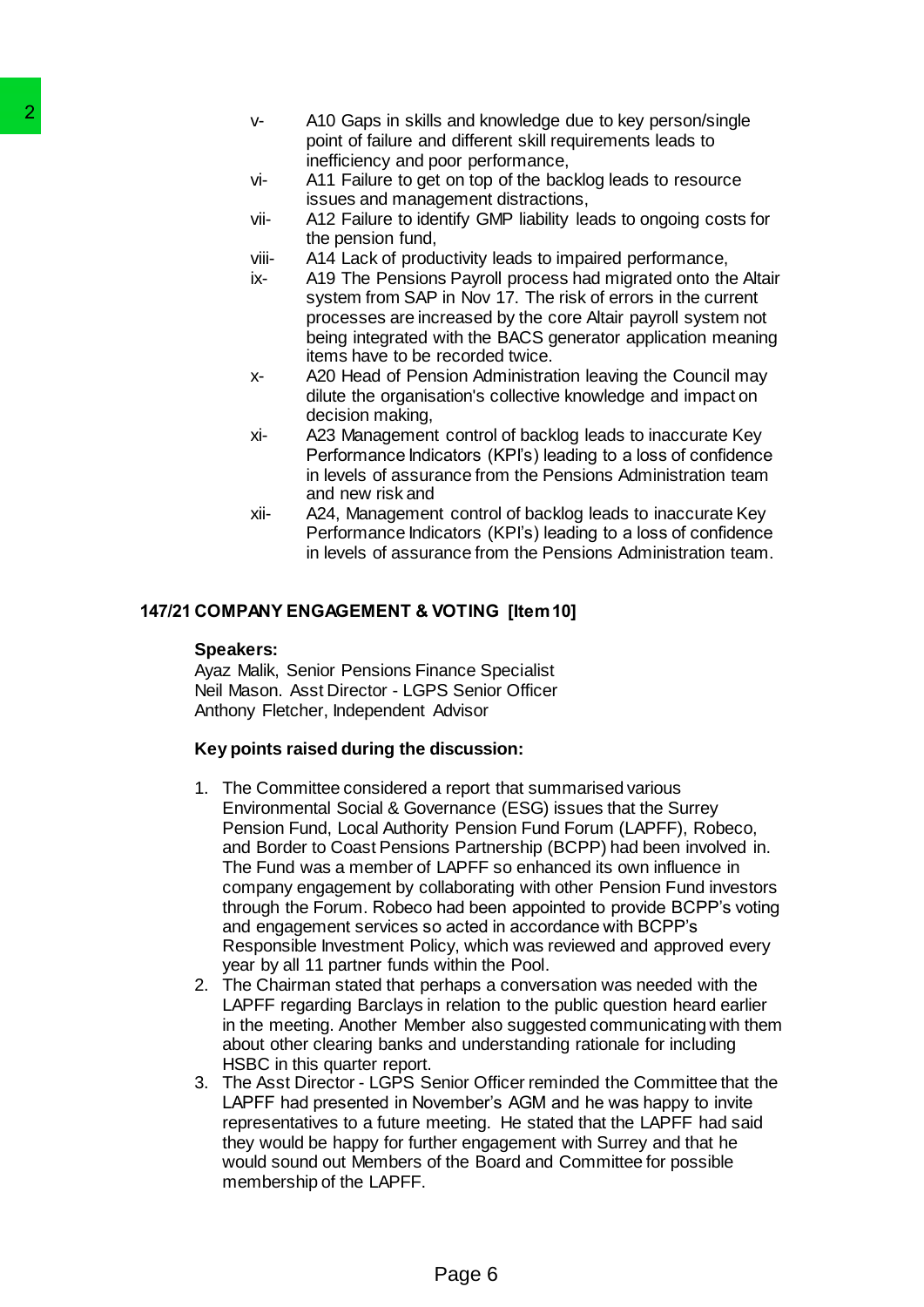- v- A10 Gaps in skills and knowledge due to key person/single point of failure and different skill requirements leads to inefficiency and poor performance,
- vi- A11 Failure to get on top of the backlog leads to resource issues and management distractions,
- vii- A12 Failure to identify GMP liability leads to ongoing costs for the pension fund,
- viii- A14 Lack of productivity leads to impaired performance,
- ix- A19 The Pensions Payroll process had migrated onto the Altair system from SAP in Nov 17. The risk of errors in the current processes are increased by the core Altair payroll system not being integrated with the BACS generator application meaning items have to be recorded twice.
- x- A20 Head of Pension Administration leaving the Council may dilute the organisation's collective knowledge and impact on decision making,
- xi- A23 Management control of backlog leads to inaccurate Key Performance Indicators (KPI's) leading to a loss of confidence in levels of assurance from the Pensions Administration team and new risk and
- xii- A24, Management control of backlog leads to inaccurate Key Performance Indicators (KPI's) leading to a loss of confidence in levels of assurance from the Pensions Administration team.

**147/21 COMPANY ENGAGEMENT & VOTING [Item 10]**

**Speakers:**

Ayaz Malik, Senior Pensions Finance Specialist
Neil Mason. Asst Director - LGPS Senior Officer
Anthony Fletcher, Independent Advisor

**Key points raised during the discussion:**

1. The Committee considered a report that summarised various Environmental Social & Governance (ESG) issues that the Surrey Pension Fund, Local Authority Pension Fund Forum (LAPFF), Robeco, and Border to Coast Pensions Partnership (BCPP) had been involved in. The Fund was a member of LAPFF so enhanced its own influence in company engagement by collaborating with other Pension Fund investors through the Forum. Robeco had been appointed to provide BCPP's voting and engagement services so acted in accordance with BCPP's Responsible Investment Policy, which was reviewed and approved every year by all 11 partner funds within the Pool.
2. The Chairman stated that perhaps a conversation was needed with the LAPFF regarding Barclays in relation to the public question heard earlier in the meeting. Another Member also suggested communicating with them about other clearing banks and understanding rationale for including HSBC in this quarter report.
3. The Asst Director - LGPS Senior Officer reminded the Committee that the LAPFF had presented in November's AGM and he was happy to invite representatives to a future meeting. He stated that the LAPFF had said they would be happy for further engagement with Surrey and that he would sound out Members of the Board and Committee for possible membership of the LAPFF.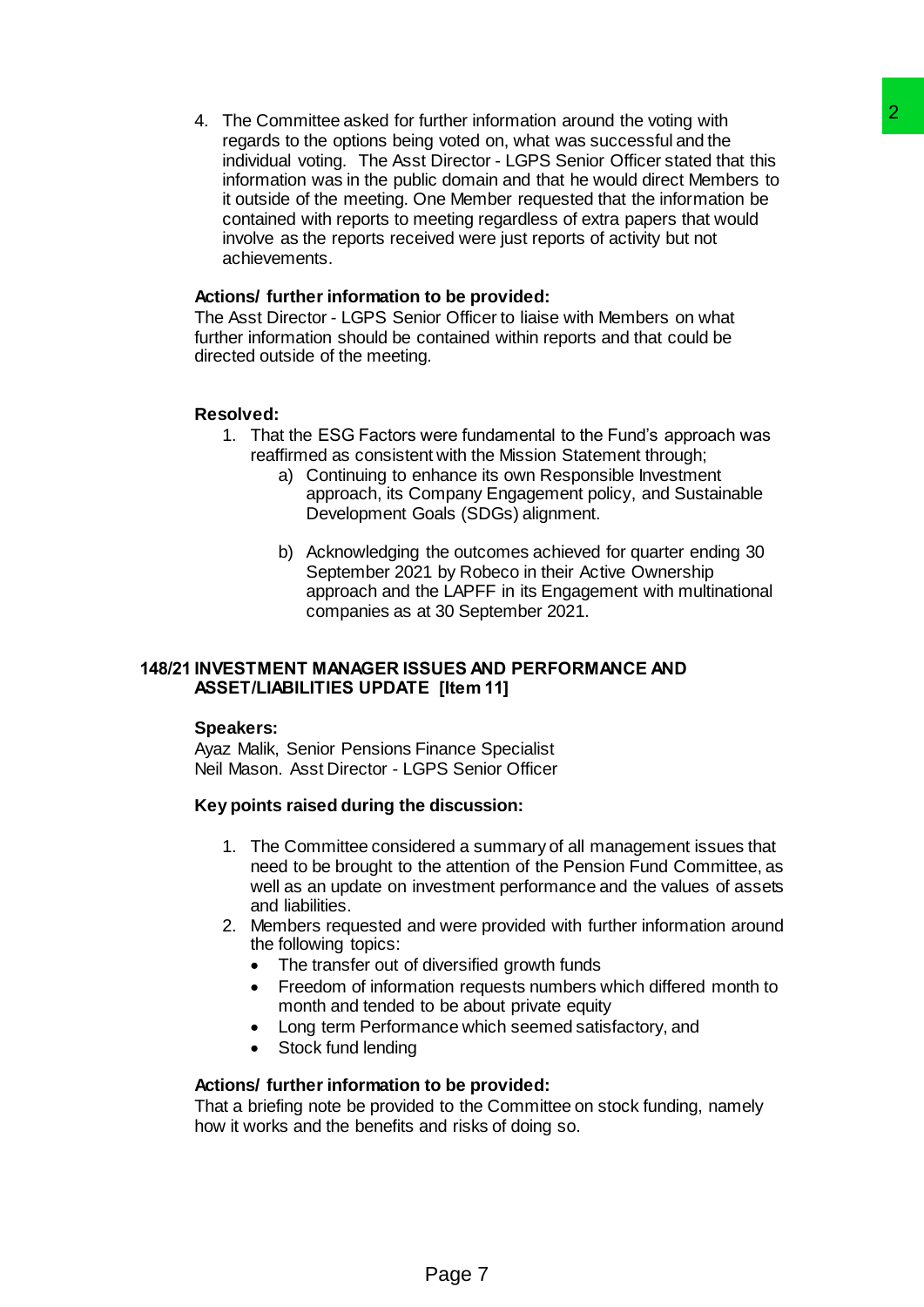4. The Committee asked for further information around the voting with regards to the options being voted on, what was successful and the individual voting. The Asst Director - LGPS Senior Officer stated that this information was in the public domain and that he would direct Members to it outside of the meeting. One Member requested that the information be contained with reports to meeting regardless of extra papers that would involve as the reports received were just reports of activity but not achievements.

**Actions/ further information to be provided:**
The Asst Director - LGPS Senior Officer to liaise with Members on what further information should be contained within reports and that could be directed outside of the meeting.

**Resolved:**

1. That the ESG Factors were fundamental to the Fund's approach was reaffirmed as consistent with the Mission Statement through;
   a) Continuing to enhance its own Responsible Investment approach, its Company Engagement policy, and Sustainable Development Goals (SDGs) alignment.

   b) Acknowledging the outcomes achieved for quarter ending 30 September 2021 by Robeco in their Active Ownership approach and the LAPFF in its Engagement with multinational companies as at 30 September 2021.

## 148/21 INVESTMENT MANAGER ISSUES AND PERFORMANCE AND ASSET/LIABILITIES UPDATE [Item 11]

**Speakers:**
Ayaz Malik, Senior Pensions Finance Specialist
Neil Mason. Asst Director - LGPS Senior Officer

**Key points raised during the discussion:**

1. The Committee considered a summary of all management issues that need to be brought to the attention of the Pension Fund Committee, as well as an update on investment performance and the values of assets and liabilities.
2. Members requested and were provided with further information around the following topics:
   - The transfer out of diversified growth funds
   - Freedom of information requests numbers which differed month to month and tended to be about private equity
   - Long term Performance which seemed satisfactory, and
   - Stock fund lending

**Actions/ further information to be provided:**
That a briefing note be provided to the Committee on stock funding, namely how it works and the benefits and risks of doing so.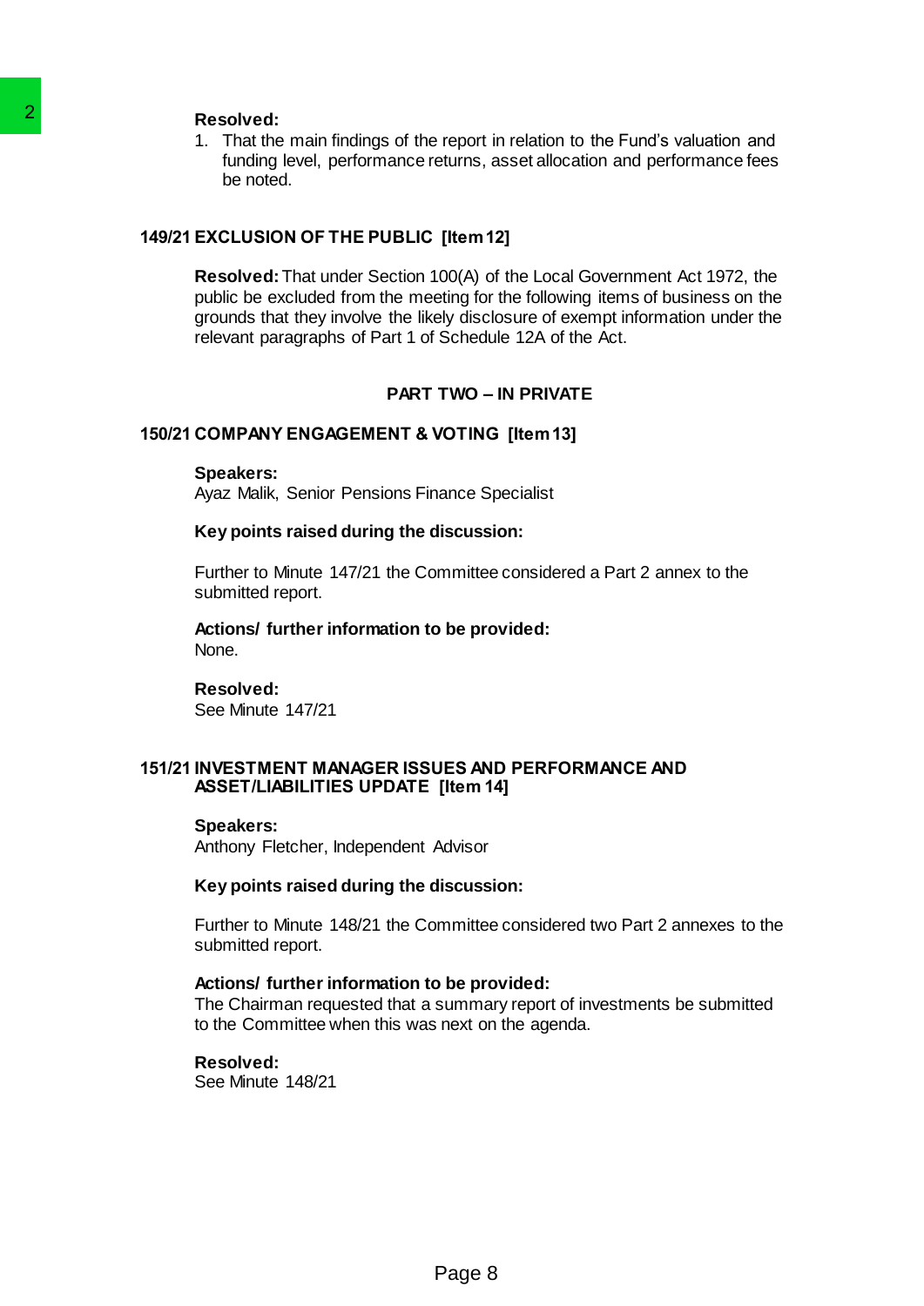**Resolved:**

1. That the main findings of the report in relation to the Fund's valuation and funding level, performance returns, asset allocation and performance fees be noted.

## 149/21 EXCLUSION OF THE PUBLIC [Item 12]

**Resolved:** That under Section 100(A) of the Local Government Act 1972, the public be excluded from the meeting for the following items of business on the grounds that they involve the likely disclosure of exempt information under the relevant paragraphs of Part 1 of Schedule 12A of the Act.

**PART TWO – IN PRIVATE**

## 150/21 COMPANY ENGAGEMENT & VOTING [Item 13]

**Speakers:**
Ayaz Malik, Senior Pensions Finance Specialist

**Key points raised during the discussion:**

Further to Minute 147/21 the Committee considered a Part 2 annex to the submitted report.

**Actions/ further information to be provided:**
None.

**Resolved:**
See Minute 147/21

## 151/21 INVESTMENT MANAGER ISSUES AND PERFORMANCE AND ASSET/LIABILITIES UPDATE [Item 14]

**Speakers:**
Anthony Fletcher, Independent Advisor

**Key points raised during the discussion:**

Further to Minute 148/21 the Committee considered two Part 2 annexes to the submitted report.

**Actions/ further information to be provided:**
The Chairman requested that a summary report of investments be submitted to the Committee when this was next on the agenda.

**Resolved:**
See Minute 148/21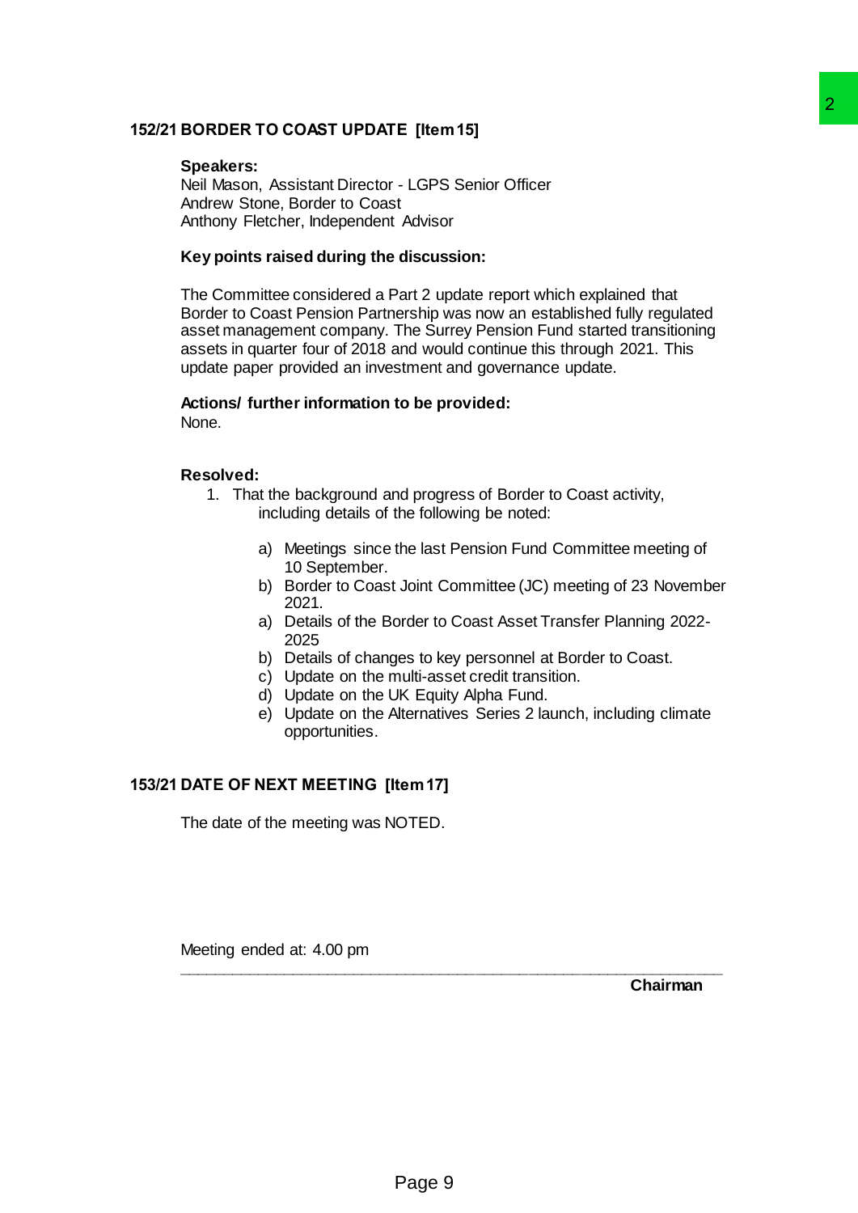## 152/21 BORDER TO COAST UPDATE [Item 15]

**Speakers:**
Neil Mason, Assistant Director - LGPS Senior Officer
Andrew Stone, Border to Coast
Anthony Fletcher, Independent Advisor

**Key points raised during the discussion:**

The Committee considered a Part 2 update report which explained that Border to Coast Pension Partnership was now an established fully regulated asset management company. The Surrey Pension Fund started transitioning assets in quarter four of 2018 and would continue this through 2021. This update paper provided an investment and governance update.

**Actions/ further information to be provided:**
None.

**Resolved:**

1. That the background and progress of Border to Coast activity, including details of the following be noted:

    a) Meetings since the last Pension Fund Committee meeting of 10 September.
    b) Border to Coast Joint Committee (JC) meeting of 23 November 2021.
    a) Details of the Border to Coast Asset Transfer Planning 2022-2025
    b) Details of changes to key personnel at Border to Coast.
    c) Update on the multi-asset credit transition.
    d) Update on the UK Equity Alpha Fund.
    e) Update on the Alternatives Series 2 launch, including climate opportunities.

## 153/21 DATE OF NEXT MEETING [Item 17]

The date of the meeting was NOTED.

Meeting ended at: 4.00 pm

\_\_\_\_\_\_\_\_\_\_\_\_\_\_\_\_\_\_\_\_\_\_\_\_\_\_\_\_\_\_\_\_\_\_\_\_\_\_\_\_\_\_\_\_\_\_\_\_\_\_\_\_\_\_\_\_

**Chairman**